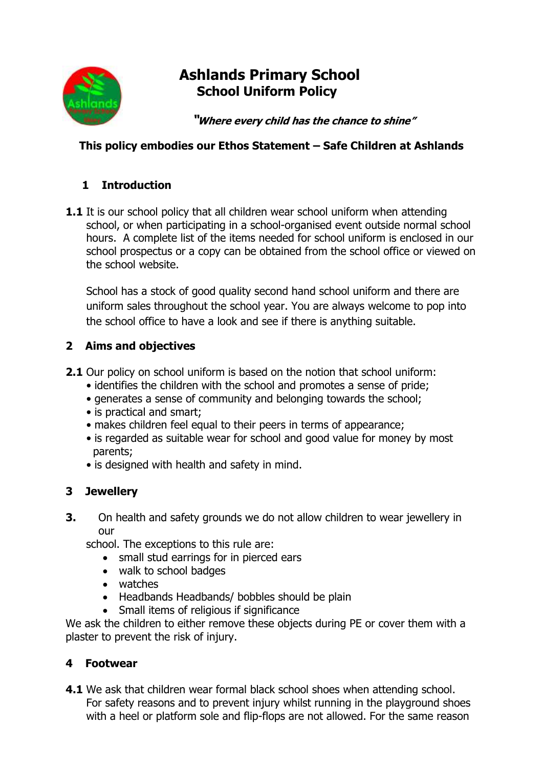# Ashlands Primary School

## School Uniform Policy

***"Where every child has the chance to shine"***

**This policy embodies our Ethos Statement – Safe Children at Ashlands**

## 1 Introduction

**1.1** It is our school policy that all children wear school uniform when attending school, or when participating in a school-organised event outside normal school hours. A complete list of the items needed for school uniform is enclosed in our school prospectus or a copy can be obtained from the school office or viewed on the school website.

School has a stock of good quality second hand school uniform and there are uniform sales throughout the school year. You are always welcome to pop into the school office to have a look and see if there is anything suitable.

## 2 Aims and objectives

**2.1** Our policy on school uniform is based on the notion that school uniform:

- identifies the children with the school and promotes a sense of pride;
- generates a sense of community and belonging towards the school;
- is practical and smart;
- makes children feel equal to their peers in terms of appearance;
- is regarded as suitable wear for school and good value for money by most parents;
- is designed with health and safety in mind.

## 3 Jewellery

**3.** On health and safety grounds we do not allow children to wear jewellery in our school. The exceptions to this rule are:

- small stud earrings for in pierced ears
- walk to school badges
- watches
- Headbands Headbands/ bobbles should be plain
- Small items of religious if significance

We ask the children to either remove these objects during PE or cover them with a plaster to prevent the risk of injury.

## 4 Footwear

**4.1** We ask that children wear formal black school shoes when attending school. For safety reasons and to prevent injury whilst running in the playground shoes with a heel or platform sole and flip-flops are not allowed. For the same reason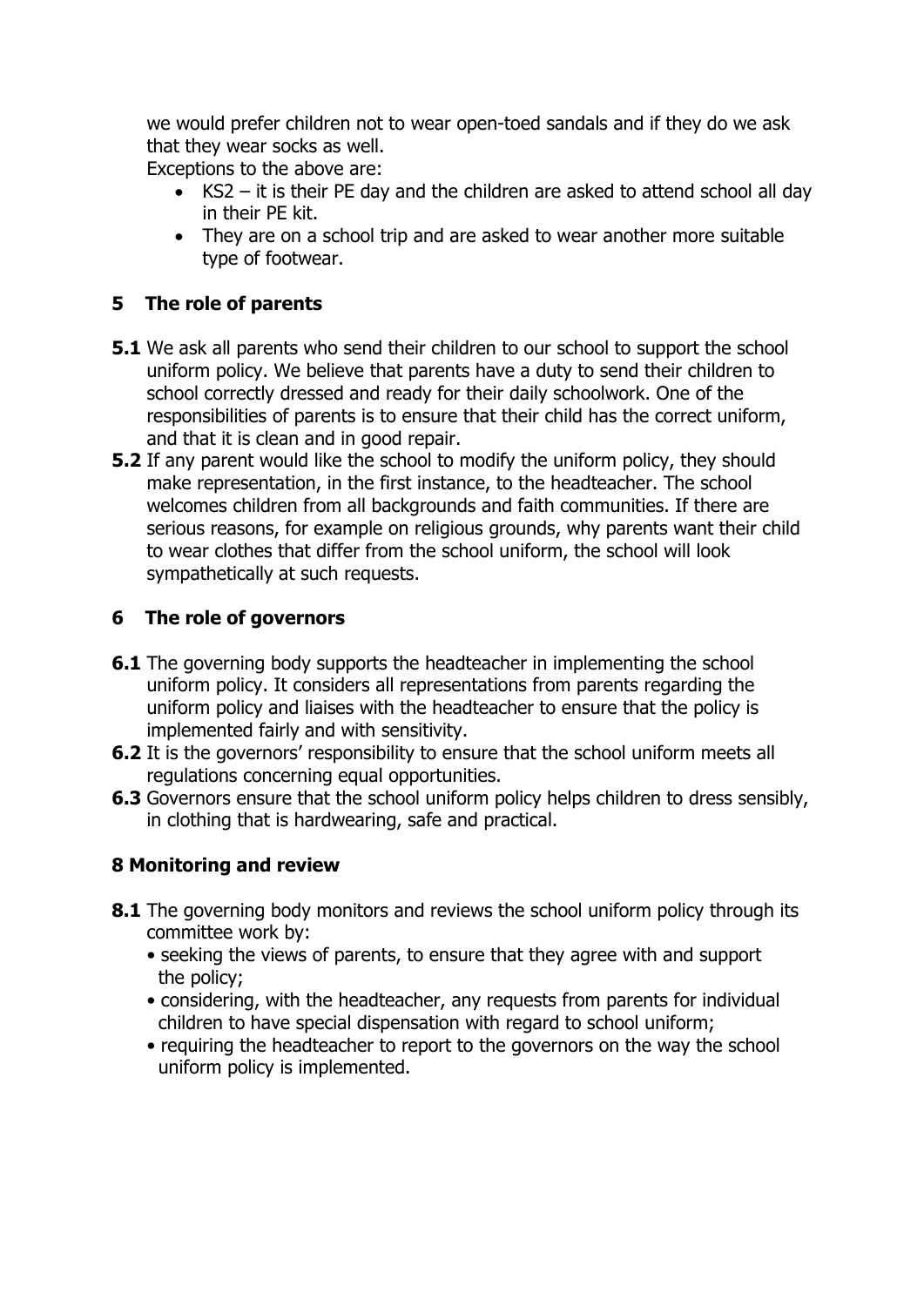we would prefer children not to wear open-toed sandals and if they do we ask that they wear socks as well.

Exceptions to the above are:

- KS2 – it is their PE day and the children are asked to attend school all day in their PE kit.
- They are on a school trip and are asked to wear another more suitable type of footwear.

## 5 The role of parents

**5.1** We ask all parents who send their children to our school to support the school uniform policy. We believe that parents have a duty to send their children to school correctly dressed and ready for their daily schoolwork. One of the responsibilities of parents is to ensure that their child has the correct uniform, and that it is clean and in good repair.

**5.2** If any parent would like the school to modify the uniform policy, they should make representation, in the first instance, to the headteacher. The school welcomes children from all backgrounds and faith communities. If there are serious reasons, for example on religious grounds, why parents want their child to wear clothes that differ from the school uniform, the school will look sympathetically at such requests.

## 6 The role of governors

**6.1** The governing body supports the headteacher in implementing the school uniform policy. It considers all representations from parents regarding the uniform policy and liaises with the headteacher to ensure that the policy is implemented fairly and with sensitivity.

**6.2** It is the governors' responsibility to ensure that the school uniform meets all regulations concerning equal opportunities.

**6.3** Governors ensure that the school uniform policy helps children to dress sensibly, in clothing that is hardwearing, safe and practical.

## 8 Monitoring and review

**8.1** The governing body monitors and reviews the school uniform policy through its committee work by:

- seeking the views of parents, to ensure that they agree with and support the policy;
- considering, with the headteacher, any requests from parents for individual children to have special dispensation with regard to school uniform;
- requiring the headteacher to report to the governors on the way the school uniform policy is implemented.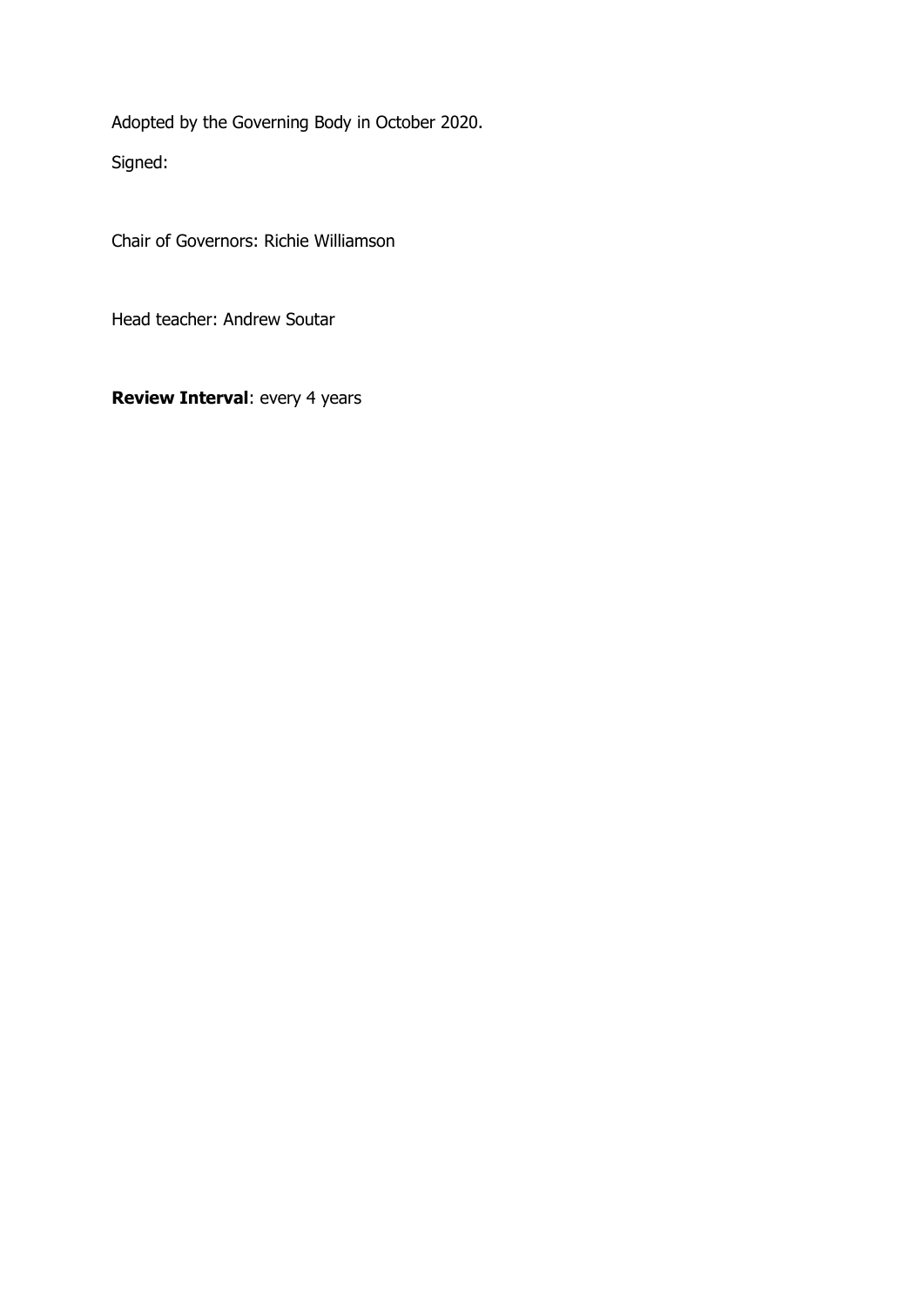Adopted by the Governing Body in October 2020.

Signed:

Chair of Governors: Richie Williamson

Head teacher: Andrew Soutar

**Review Interval**: every 4 years